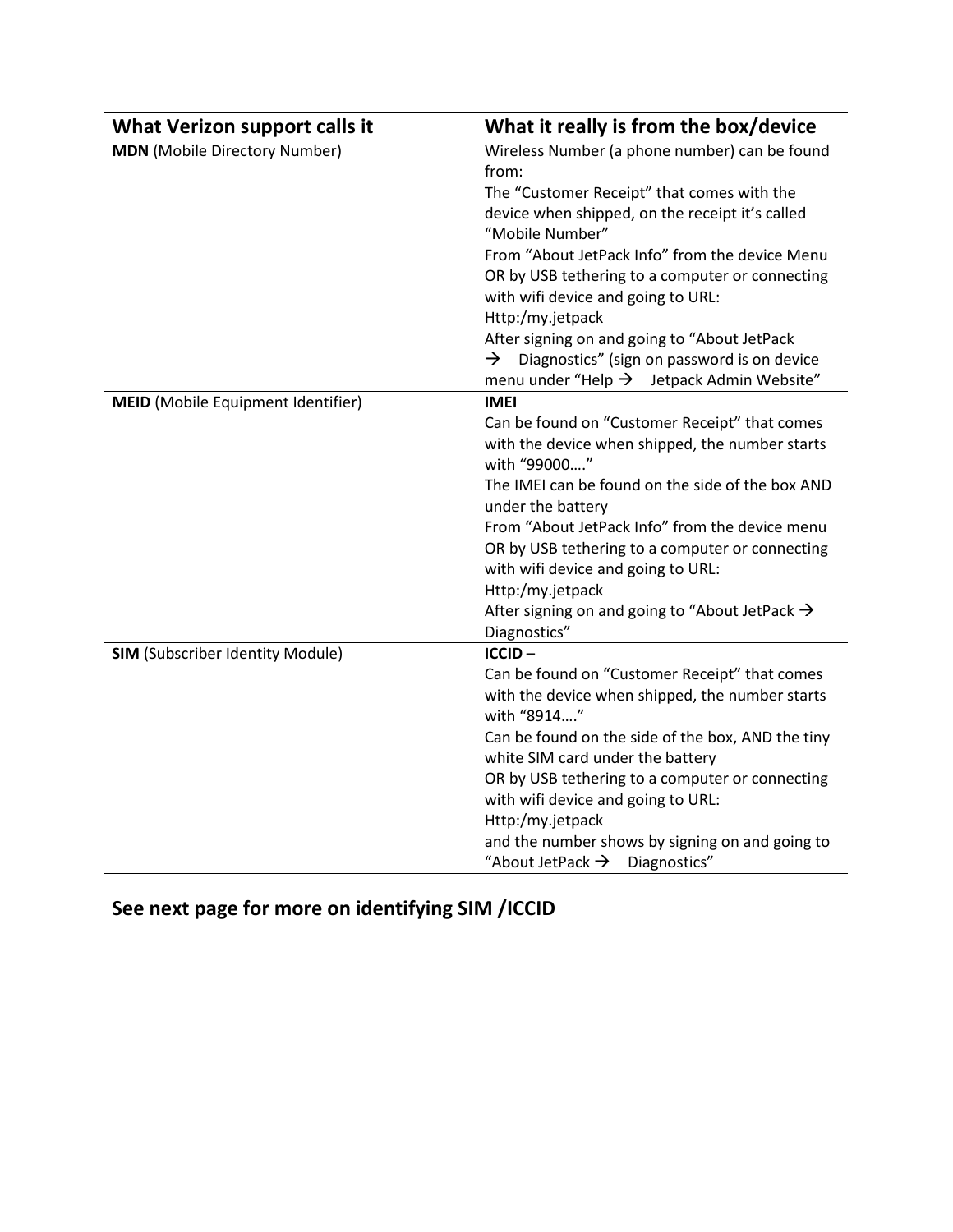| What Verizon support calls it | What it really is from the box/device |
| --- | --- |
| **MDN** (Mobile Directory Number) | Wireless Number (a phone number) can be found from:<br>The "Customer Receipt" that comes with the device when shipped, on the receipt it's called "Mobile Number"<br>From "About JetPack Info" from the device Menu OR by USB tethering to a computer or connecting with wifi device and going to URL: Http:/my.jetpack<br>After signing on and going to "About JetPack → Diagnostics" (sign on password is on device menu under "Help → Jetpack Admin Website" |
| **MEID** (Mobile Equipment Identifier) | **IMEI**<br>Can be found on "Customer Receipt" that comes with the device when shipped, the number starts with "99000…."<br>The IMEI can be found on the side of the box AND under the battery<br>From "About JetPack Info" from the device menu OR by USB tethering to a computer or connecting with wifi device and going to URL: Http:/my.jetpack<br>After signing on and going to "About JetPack → Diagnostics" |
| **SIM** (Subscriber Identity Module) | **ICCID** –<br>Can be found on "Customer Receipt" that comes with the device when shipped, the number starts with "8914…."<br>Can be found on the side of the box, AND the tiny white SIM card under the battery<br>OR by USB tethering to a computer or connecting with wifi device and going to URL: Http:/my.jetpack<br>and the number shows by signing on and going to "About JetPack → Diagnostics" |

## See next page for more on identifying SIM /ICCID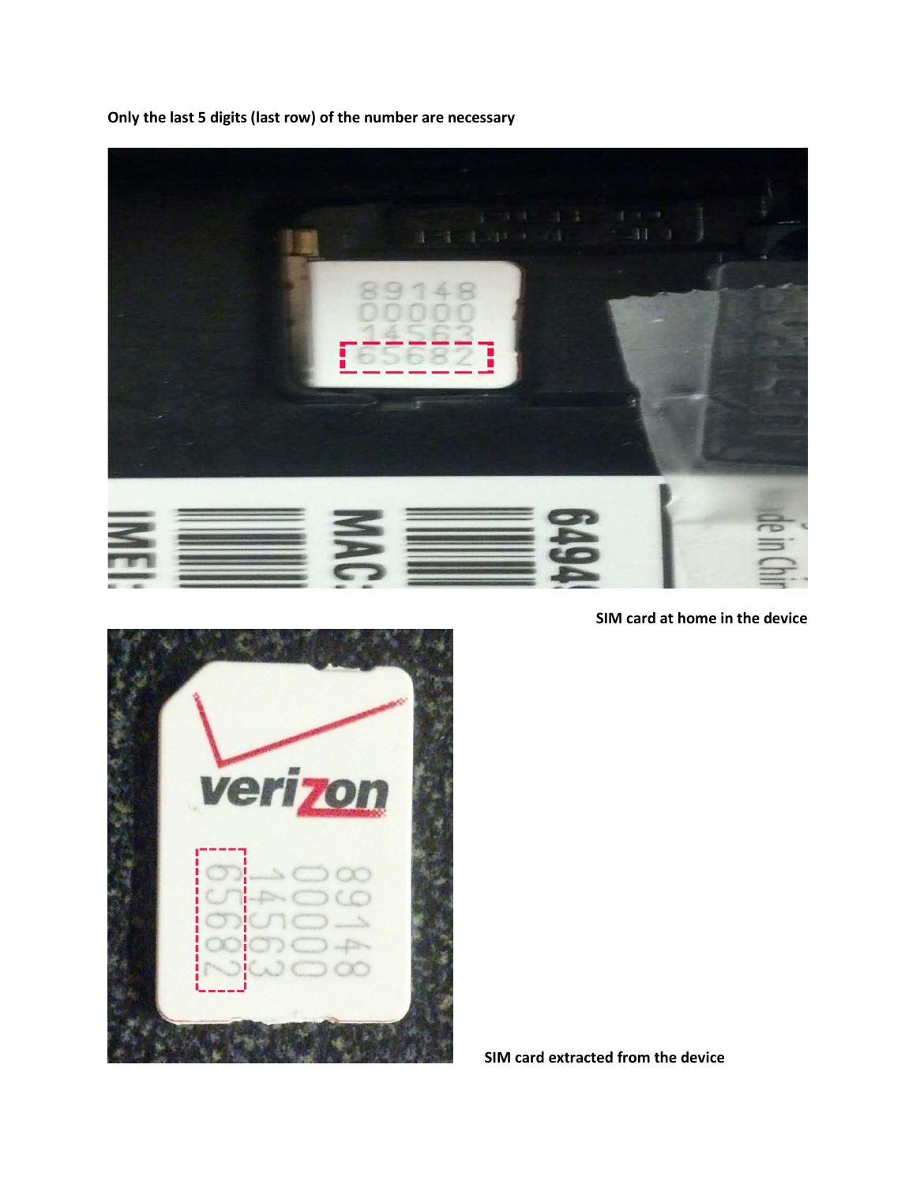**Only the last 5 digits (last row) of the number are necessary**

**SIM card at home in the device**

**SIM card extracted from the device**